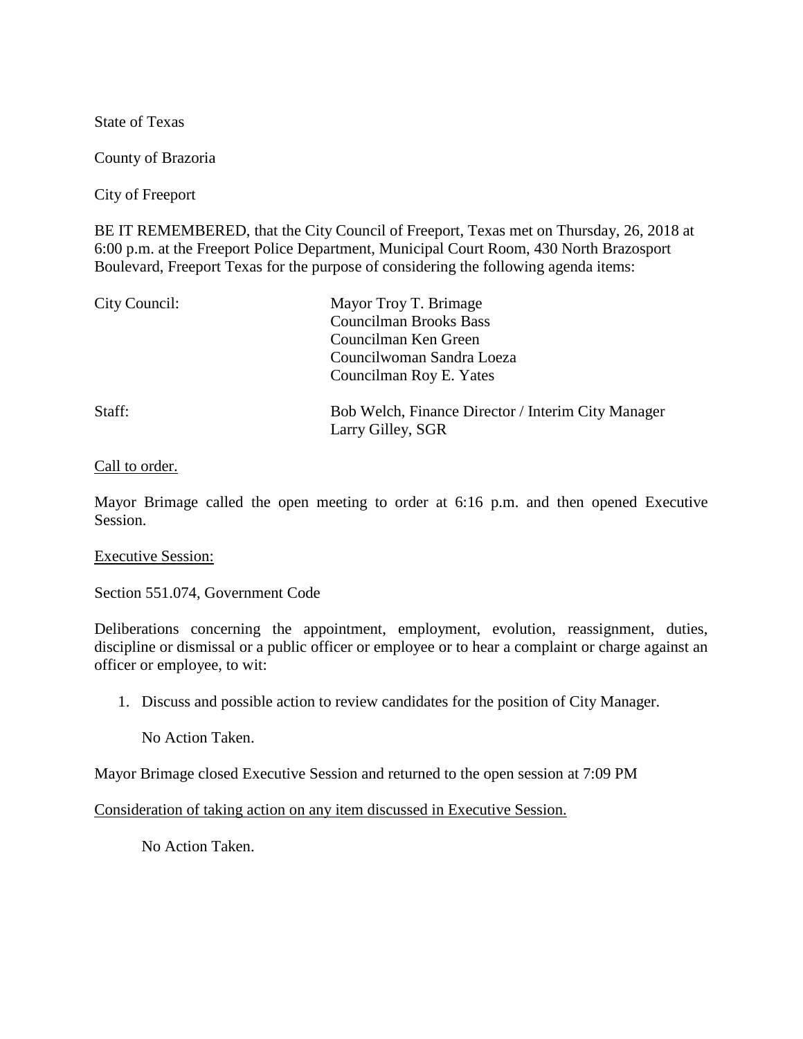State of Texas

County of Brazoria

City of Freeport

BE IT REMEMBERED, that the City Council of Freeport, Texas met on Thursday, 26, 2018 at 6:00 p.m. at the Freeport Police Department, Municipal Court Room, 430 North Brazosport Boulevard, Freeport Texas for the purpose of considering the following agenda items:

| | |
|---|---|
| City Council: | Mayor Troy T. Brimage<br>Councilman Brooks Bass<br>Councilman Ken Green<br>Councilwoman Sandra Loeza<br>Councilman Roy E. Yates |
| Staff: | Bob Welch, Finance Director / Interim City Manager<br>Larry Gilley, SGR |

Call to order.

Mayor Brimage called the open meeting to order at 6:16 p.m. and then opened Executive Session.

Executive Session:

Section 551.074, Government Code

Deliberations concerning the appointment, employment, evolution, reassignment, duties, discipline or dismissal or a public officer or employee or to hear a complaint or charge against an officer or employee, to wit:

1. Discuss and possible action to review candidates for the position of City Manager.

   No Action Taken.

Mayor Brimage closed Executive Session and returned to the open session at 7:09 PM

Consideration of taking action on any item discussed in Executive Session.

No Action Taken.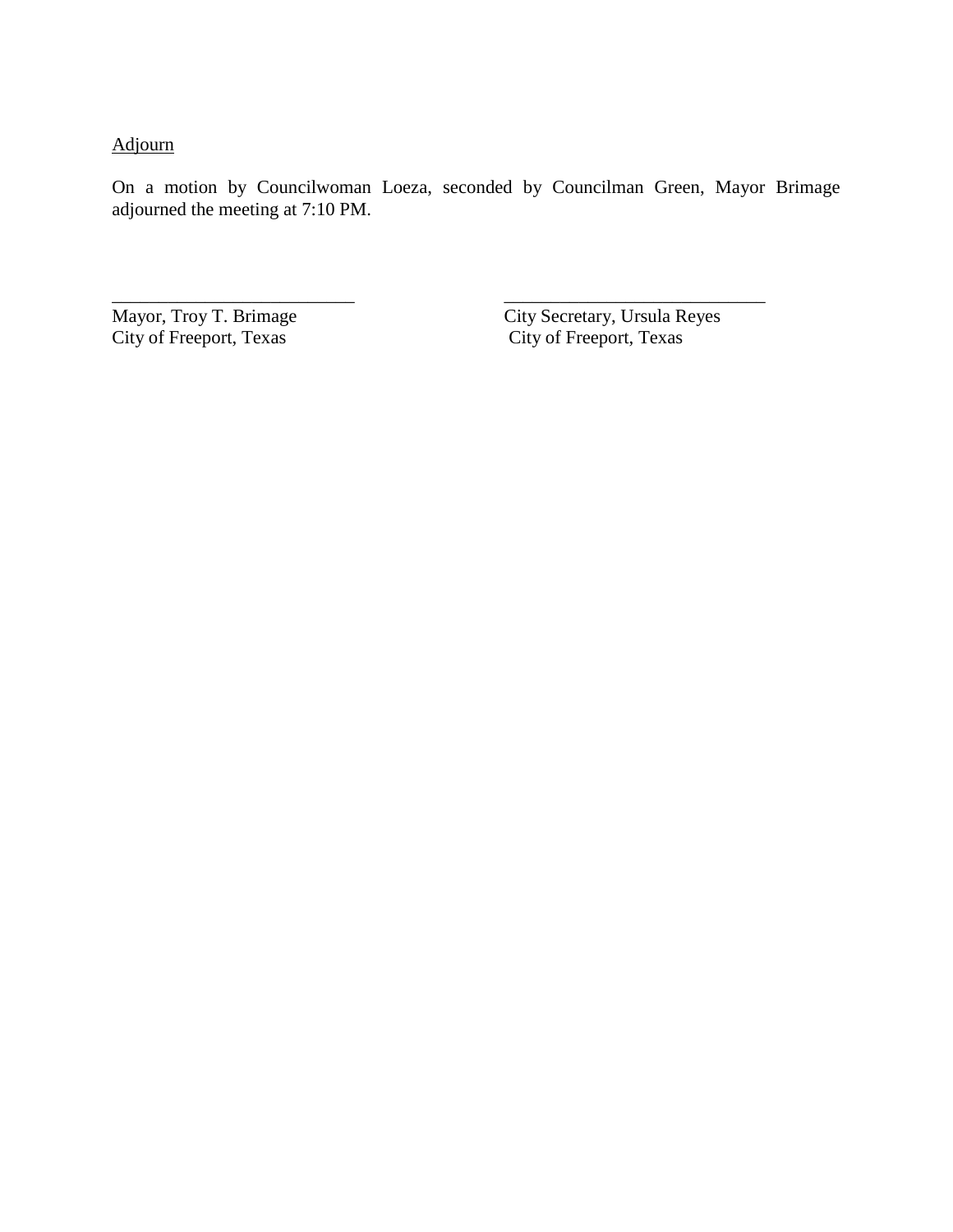<u>Adjourn</u>

On a motion by Councilwoman Loeza, seconded by Councilman Green, Mayor Brimage adjourned the meeting at 7:10 PM.

| | |
|---|---|
| ___________________________ | ______________________________ |
| Mayor, Troy T. Brimage | City Secretary, Ursula Reyes |
| City of Freeport, Texas | City of Freeport, Texas |